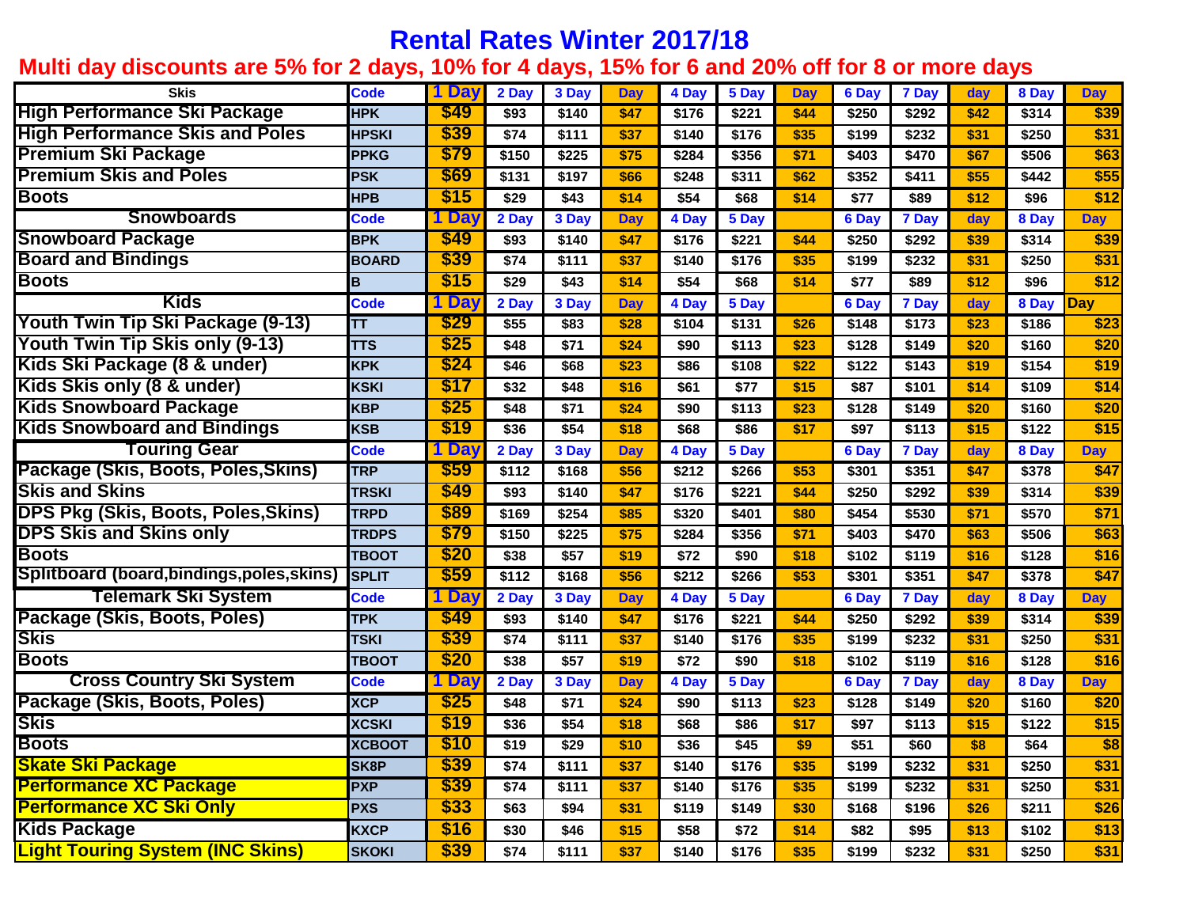# Rental Rates Winter 2017/18

## Multi day discounts are 5% for 2 days, 10% for 4 days, 15% for 6 and 20% off for 8 or more days

| Skis | Code | 1 Day | 2 Day | 3 Day | Day | 4 Day | 5 Day | Day | 6 Day | 7 Day | day | 8 Day | Day |
|---|---|---|---|---|---|---|---|---|---|---|---|---|---|
| High Performance Ski Package | HPK | $49 | $93 | $140 | $47 | $176 | $221 | $44 | $250 | $292 | $42 | $314 | $39 |
| High Performance Skis and Poles | HPSKI | $39 | $74 | $111 | $37 | $140 | $176 | $35 | $199 | $232 | $31 | $250 | $31 |
| Premium Ski Package | PPKG | $79 | $150 | $225 | $75 | $284 | $356 | $71 | $403 | $470 | $67 | $506 | $63 |
| Premium Skis and Poles | PSK | $69 | $131 | $197 | $66 | $248 | $311 | $62 | $352 | $411 | $55 | $442 | $55 |
| Boots | HPB | $15 | $29 | $43 | $14 | $54 | $68 | $14 | $77 | $89 | $12 | $96 | $12 |
| **Snowboards** | Code | 1 Day | 2 Day | 3 Day | Day | 4 Day | 5 Day | | 6 Day | 7 Day | day | 8 Day | Day |
| Snowboard Package | BPK | $49 | $93 | $140 | $47 | $176 | $221 | $44 | $250 | $292 | $39 | $314 | $39 |
| Board and Bindings | BOARD | $39 | $74 | $111 | $37 | $140 | $176 | $35 | $199 | $232 | $31 | $250 | $31 |
| Boots | B | $15 | $29 | $43 | $14 | $54 | $68 | $14 | $77 | $89 | $12 | $96 | $12 |
| **Kids** | Code | 1 Day | 2 Day | 3 Day | Day | 4 Day | 5 Day | | 6 Day | 7 Day | day | 8 Day | Day |
| Youth Twin Tip Ski Package (9-13) | TT | $29 | $55 | $83 | $28 | $104 | $131 | $26 | $148 | $173 | $23 | $186 | $23 |
| Youth Twin Tip Skis only (9-13) | TTS | $25 | $48 | $71 | $24 | $90 | $113 | $23 | $128 | $149 | $20 | $160 | $20 |
| Kids Ski Package (8 & under) | KPK | $24 | $46 | $68 | $23 | $86 | $108 | $22 | $122 | $143 | $19 | $154 | $19 |
| Kids Skis only (8 & under) | KSKI | $17 | $32 | $48 | $16 | $61 | $77 | $15 | $87 | $101 | $14 | $109 | $14 |
| Kids Snowboard Package | KBP | $25 | $48 | $71 | $24 | $90 | $113 | $23 | $128 | $149 | $20 | $160 | $20 |
| Kids Snowboard and Bindings | KSB | $19 | $36 | $54 | $18 | $68 | $86 | $17 | $97 | $113 | $15 | $122 | $15 |
| **Touring Gear** | Code | 1 Day | 2 Day | 3 Day | Day | 4 Day | 5 Day | | 6 Day | 7 Day | day | 8 Day | Day |
| Package (Skis, Boots, Poles,Skins) | TRP | $59 | $112 | $168 | $56 | $212 | $266 | $53 | $301 | $351 | $47 | $378 | $47 |
| Skis and Skins | TRSKI | $49 | $93 | $140 | $47 | $176 | $221 | $44 | $250 | $292 | $39 | $314 | $39 |
| DPS Pkg (Skis, Boots, Poles,Skins) | TRPD | $89 | $169 | $254 | $85 | $320 | $401 | $80 | $454 | $530 | $71 | $570 | $71 |
| DPS Skis and Skins only | TRDPS | $79 | $150 | $225 | $75 | $284 | $356 | $71 | $403 | $470 | $63 | $506 | $63 |
| Boots | TBOOT | $20 | $38 | $57 | $19 | $72 | $90 | $18 | $102 | $119 | $16 | $128 | $16 |
| Splitboard (board,bindings,poles,skins) | SPLIT | $59 | $112 | $168 | $56 | $212 | $266 | $53 | $301 | $351 | $47 | $378 | $47 |
| **Telemark Ski System** | Code | 1 Day | 2 Day | 3 Day | Day | 4 Day | 5 Day | | 6 Day | 7 Day | day | 8 Day | Day |
| Package (Skis, Boots, Poles) | TPK | $49 | $93 | $140 | $47 | $176 | $221 | $44 | $250 | $292 | $39 | $314 | $39 |
| Skis | TSKI | $39 | $74 | $111 | $37 | $140 | $176 | $35 | $199 | $232 | $31 | $250 | $31 |
| Boots | TBOOT | $20 | $38 | $57 | $19 | $72 | $90 | $18 | $102 | $119 | $16 | $128 | $16 |
| **Cross Country Ski System** | Code | 1 Day | 2 Day | 3 Day | Day | 4 Day | 5 Day | | 6 Day | 7 Day | day | 8 Day | Day |
| Package (Skis, Boots, Poles) | XCP | $25 | $48 | $71 | $24 | $90 | $113 | $23 | $128 | $149 | $20 | $160 | $20 |
| Skis | XCSKI | $19 | $36 | $54 | $18 | $68 | $86 | $17 | $97 | $113 | $15 | $122 | $15 |
| Boots | XCBOOT | $10 | $19 | $29 | $10 | $36 | $45 | $9 | $51 | $60 | $8 | $64 | $8 |
| Skate Ski Package | SK8P | $39 | $74 | $111 | $37 | $140 | $176 | $35 | $199 | $232 | $31 | $250 | $31 |
| Performance XC Package | PXP | $39 | $74 | $111 | $37 | $140 | $176 | $35 | $199 | $232 | $31 | $250 | $31 |
| Performance XC Ski Only | PXS | $33 | $63 | $94 | $31 | $119 | $149 | $30 | $168 | $196 | $26 | $211 | $26 |
| Kids Package | KXCP | $16 | $30 | $46 | $15 | $58 | $72 | $14 | $82 | $95 | $13 | $102 | $13 |
| Light Touring System (INC Skins) | SKOKI | $39 | $74 | $111 | $37 | $140 | $176 | $35 | $199 | $232 | $31 | $250 | $31 |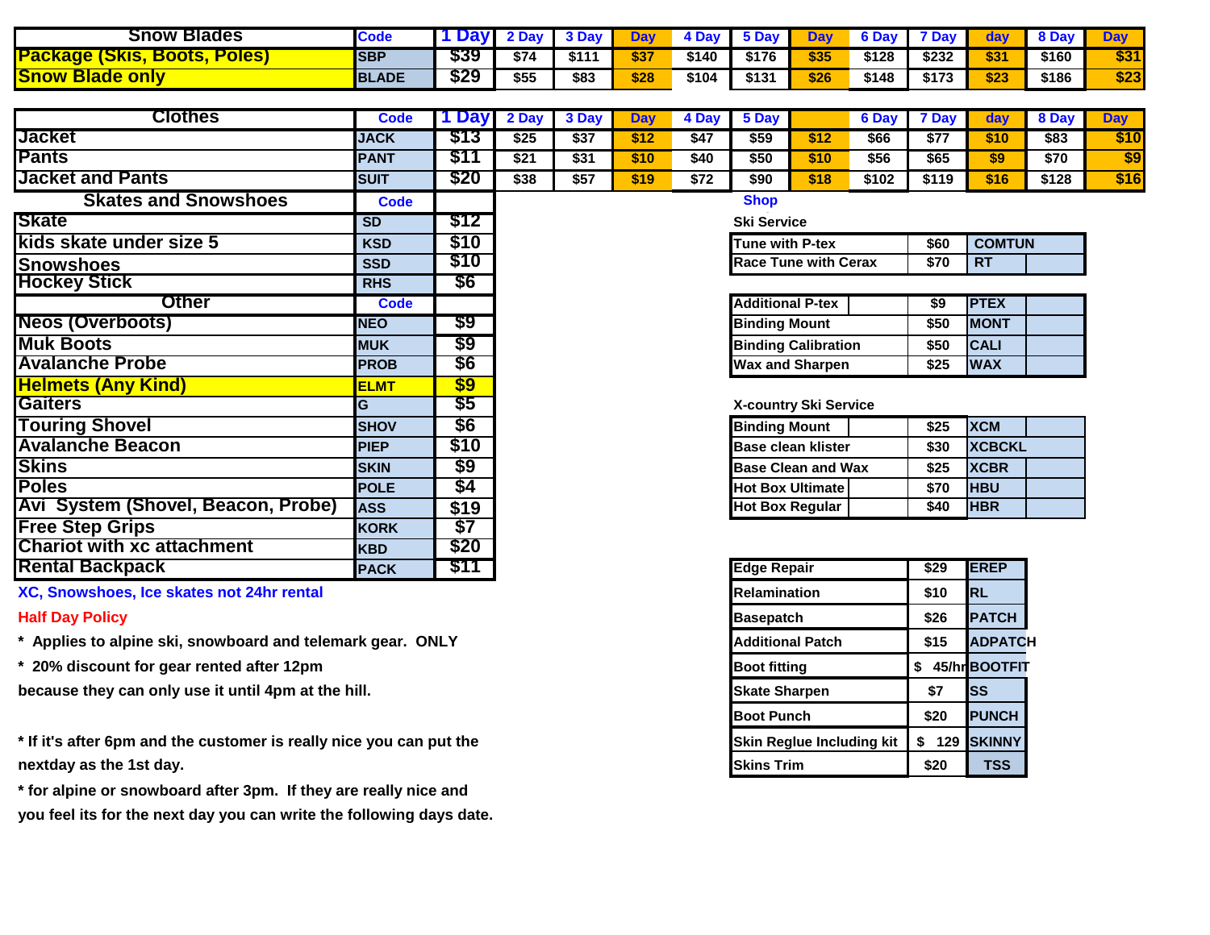| Snow Blades | Code | 1 Day | 2 Day | 3 Day | Day | 4 Day | 5 Day | Day | 6 Day | 7 Day | day | 8 Day | Day |
|---|---|---|---|---|---|---|---|---|---|---|---|---|---|
| Package (Skis, Boots, Poles) | SBP | $39 | $74 | $111 | $37 | $140 | $176 | $35 | $128 | $232 | $31 | $160 | $31 |
| Snow Blade only | BLADE | $29 | $55 | $83 | $28 | $104 | $131 | $26 | $148 | $173 | $23 | $186 | $23 |

| Clothes | Code | 1 Day | 2 Day | 3 Day | Day | 4 Day | 5 Day | | 6 Day | 7 Day | day | 8 Day | Day |
|---|---|---|---|---|---|---|---|---|---|---|---|---|---|
| Jacket | JACK | $13 | $25 | $37 | $12 | $47 | $59 | $12 | $66 | $77 | $10 | $83 | $10 |
| Pants | PANT | $11 | $21 | $31 | $10 | $40 | $50 | $10 | $56 | $65 | $9 | $70 | $9 |
| Jacket and Pants | SUIT | $20 | $38 | $57 | $19 | $72 | $90 | $18 | $102 | $119 | $16 | $128 | $16 |

| Skates and Snowshoes | Code | |
|---|---|---|
| Skate | SD | $12 |
| kids skate under size 5 | KSD | $10 |
| Snowshoes | SSD | $10 |
| Hockey Stick | RHS | $6 |
| **Other** | **Code** | |
| Neos (Overboots) | NEO | $9 |
| Muk Boots | MUK | $9 |
| Avalanche Probe | PROB | $6 |
| Helmets (Any Kind) | ELMT | $9 |
| Gaiters | G | $5 |
| Touring Shovel | SHOV | $6 |
| Avalanche Beacon | PIEP | $10 |
| Skins | SKIN | $9 |
| Poles | POLE | $4 |
| Avi System (Shovel, Beacon, Probe) | ASS | $19 |
| Free Step Grips | KORK | $7 |
| Chariot with xc attachment | KBD | $20 |
| Rental Backpack | PACK | $11 |

XC, Snowshoes, Ice skates not 24hr rental

Half Day Policy

* Applies to alpine ski, snowboard and telemark gear. ONLY
* 20% discount for gear rented after 12pm
because they can only use it until 4pm at the hill.

* If it's after 6pm and the customer is really nice you can put the nextday as the 1st day.
* for alpine or snowboard after 3pm. If they are really nice and you feel its for the next day you can write the following days date.

**Shop**

**Ski Service**

| Service | Price | Code |
|---|---|---|
| Tune with P-tex | $60 | COMTUN |
| Race Tune with Cerax | $70 | RT |

| Service | Price | Code |
|---|---|---|
| Additional P-tex | $9 | PTEX |
| Binding Mount | $50 | MONT |
| Binding Calibration | $50 | CALI |
| Wax and Sharpen | $25 | WAX |

**X-country Ski Service**

| Service | Price | Code |
|---|---|---|
| Binding Mount | $25 | XCM |
| Base clean klister | $30 | XCBCKL |
| Base Clean and Wax | $25 | XCBR |
| Hot Box Ultimate | $70 | HBU |
| Hot Box Regular | $40 | HBR |

| Service | Price | Code |
|---|---|---|
| Edge Repair | $29 | EREP |
| Relamination | $10 | RL |
| Basepatch | $26 | PATCH |
| Additional Patch | $15 | ADPATCH |
| Boot fitting | $ 45/hr | BOOTFIT |
| Skate Sharpen | $7 | SS |
| Boot Punch | $20 | PUNCH |
| Skin Reglue Including kit | $ 129 | SKINNY |
| Skins Trim | $20 | TSS |